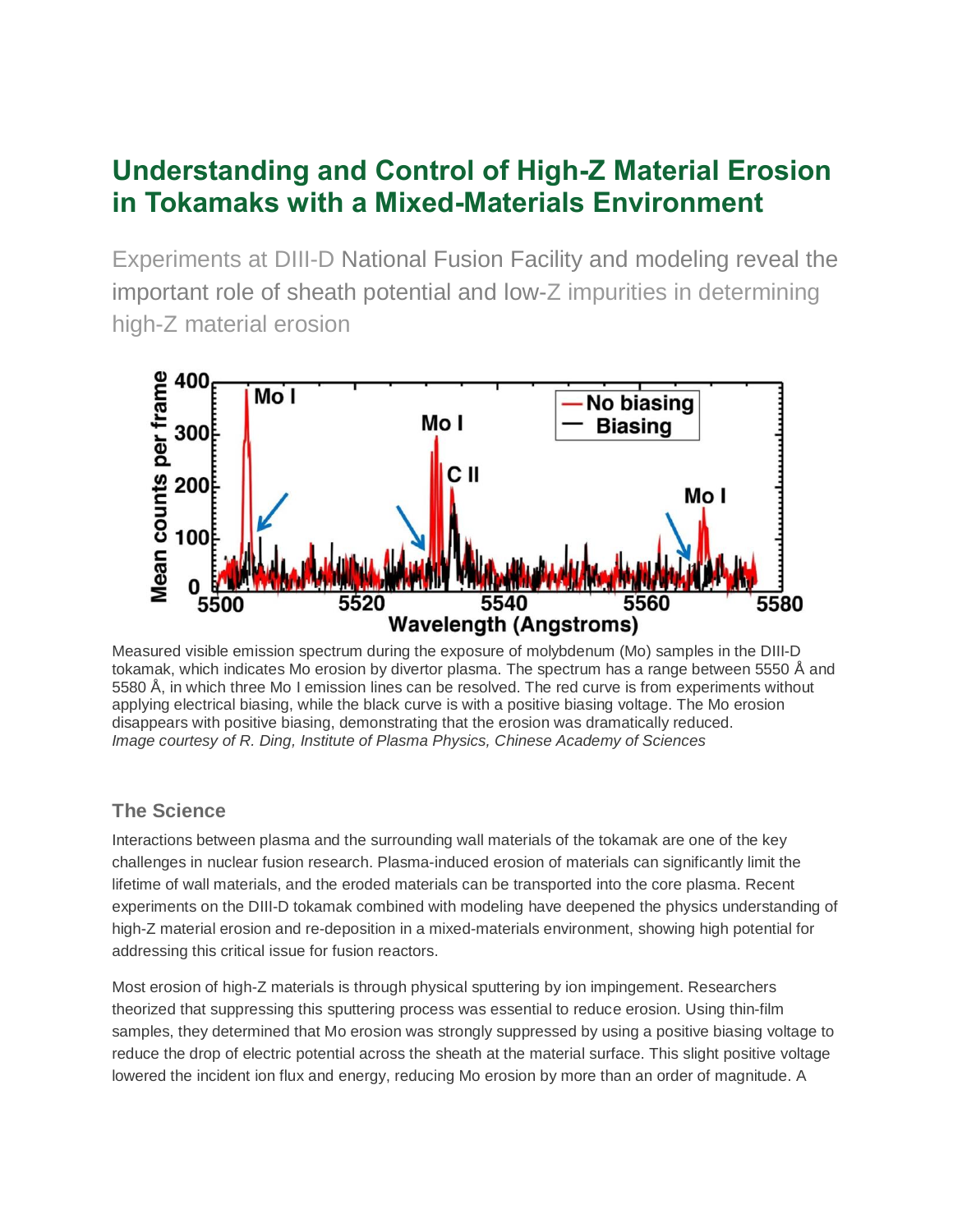# Understanding and Control of High-Z Material Erosion in Tokamaks with a Mixed-Materials Environment

Experiments at DIII-D National Fusion Facility and modeling reveal the important role of sheath potential and low-Z impurities in determining high-Z material erosion

Measured visible emission spectrum during the exposure of molybdenum (Mo) samples in the DIII-D tokamak, which indicates Mo erosion by divertor plasma. The spectrum has a range between 5550 Å and 5580 Å, in which three Mo I emission lines can be resolved. The red curve is from experiments without applying electrical biasing, while the black curve is with a positive biasing voltage. The Mo erosion disappears with positive biasing, demonstrating that the erosion was dramatically reduced.
*Image courtesy of R. Ding, Institute of Plasma Physics, Chinese Academy of Sciences*

### The Science

Interactions between plasma and the surrounding wall materials of the tokamak are one of the key challenges in nuclear fusion research. Plasma-induced erosion of materials can significantly limit the lifetime of wall materials, and the eroded materials can be transported into the core plasma. Recent experiments on the DIII-D tokamak combined with modeling have deepened the physics understanding of high-Z material erosion and re-deposition in a mixed-materials environment, showing high potential for addressing this critical issue for fusion reactors.

Most erosion of high-Z materials is through physical sputtering by ion impingement. Researchers theorized that suppressing this sputtering process was essential to reduce erosion. Using thin-film samples, they determined that Mo erosion was strongly suppressed by using a positive biasing voltage to reduce the drop of electric potential across the sheath at the material surface. This slight positive voltage lowered the incident ion flux and energy, reducing Mo erosion by more than an order of magnitude. A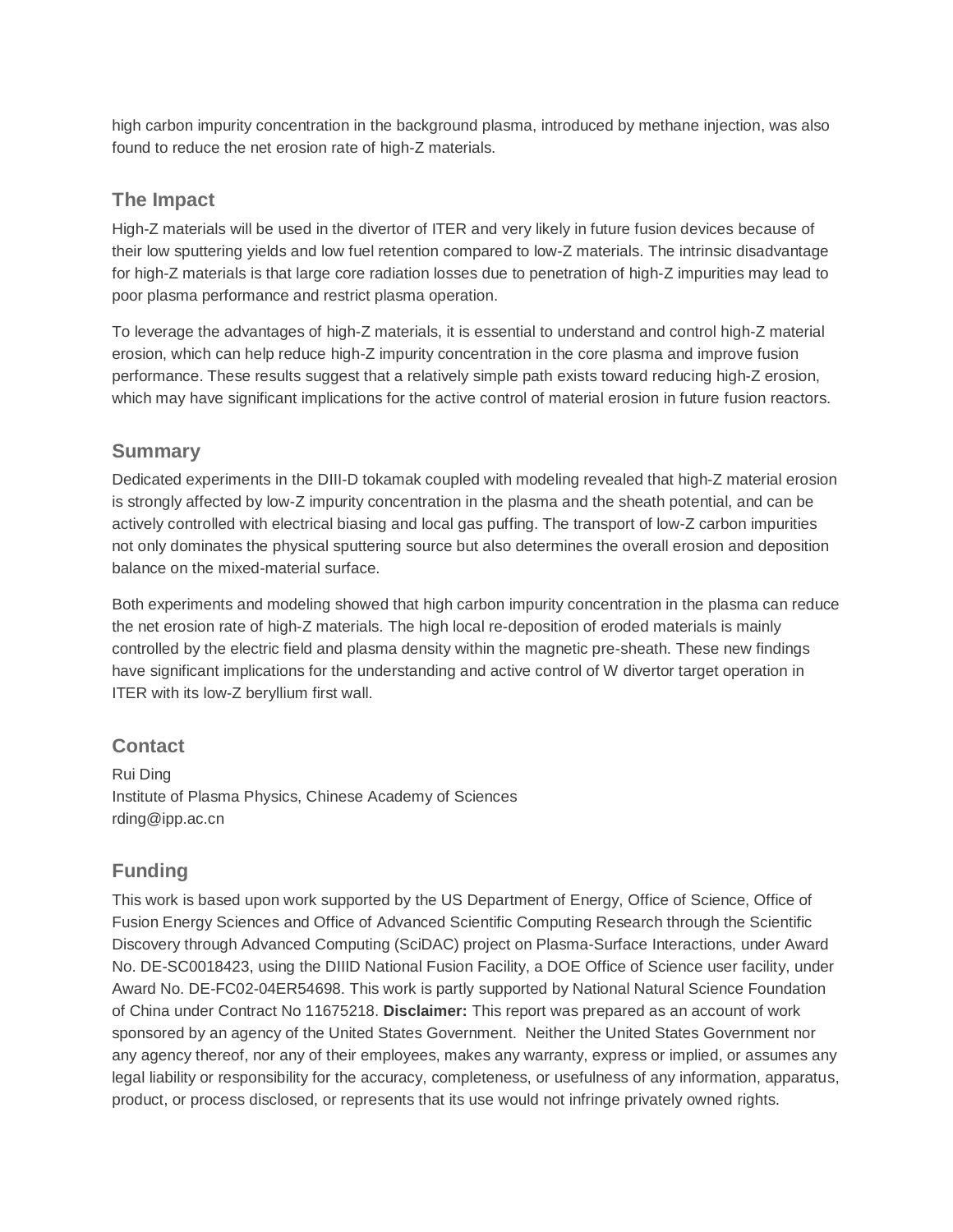high carbon impurity concentration in the background plasma, introduced by methane injection, was also found to reduce the net erosion rate of high-Z materials.

## The Impact

High-Z materials will be used in the divertor of ITER and very likely in future fusion devices because of their low sputtering yields and low fuel retention compared to low-Z materials. The intrinsic disadvantage for high-Z materials is that large core radiation losses due to penetration of high-Z impurities may lead to poor plasma performance and restrict plasma operation.

To leverage the advantages of high-Z materials, it is essential to understand and control high-Z material erosion, which can help reduce high-Z impurity concentration in the core plasma and improve fusion performance. These results suggest that a relatively simple path exists toward reducing high-Z erosion, which may have significant implications for the active control of material erosion in future fusion reactors.

## Summary

Dedicated experiments in the DIII-D tokamak coupled with modeling revealed that high-Z material erosion is strongly affected by low-Z impurity concentration in the plasma and the sheath potential, and can be actively controlled with electrical biasing and local gas puffing. The transport of low-Z carbon impurities not only dominates the physical sputtering source but also determines the overall erosion and deposition balance on the mixed-material surface.

Both experiments and modeling showed that high carbon impurity concentration in the plasma can reduce the net erosion rate of high-Z materials. The high local re-deposition of eroded materials is mainly controlled by the electric field and plasma density within the magnetic pre-sheath. These new findings have significant implications for the understanding and active control of W divertor target operation in ITER with its low-Z beryllium first wall.

## Contact

Rui Ding
Institute of Plasma Physics, Chinese Academy of Sciences
rding@ipp.ac.cn

## Funding

This work is based upon work supported by the US Department of Energy, Office of Science, Office of Fusion Energy Sciences and Office of Advanced Scientific Computing Research through the Scientific Discovery through Advanced Computing (SciDAC) project on Plasma-Surface Interactions, under Award No. DE-SC0018423, using the DIIID National Fusion Facility, a DOE Office of Science user facility, under Award No. DE-FC02-04ER54698. This work is partly supported by National Natural Science Foundation of China under Contract No 11675218. **Disclaimer:** This report was prepared as an account of work sponsored by an agency of the United States Government. Neither the United States Government nor any agency thereof, nor any of their employees, makes any warranty, express or implied, or assumes any legal liability or responsibility for the accuracy, completeness, or usefulness of any information, apparatus, product, or process disclosed, or represents that its use would not infringe privately owned rights.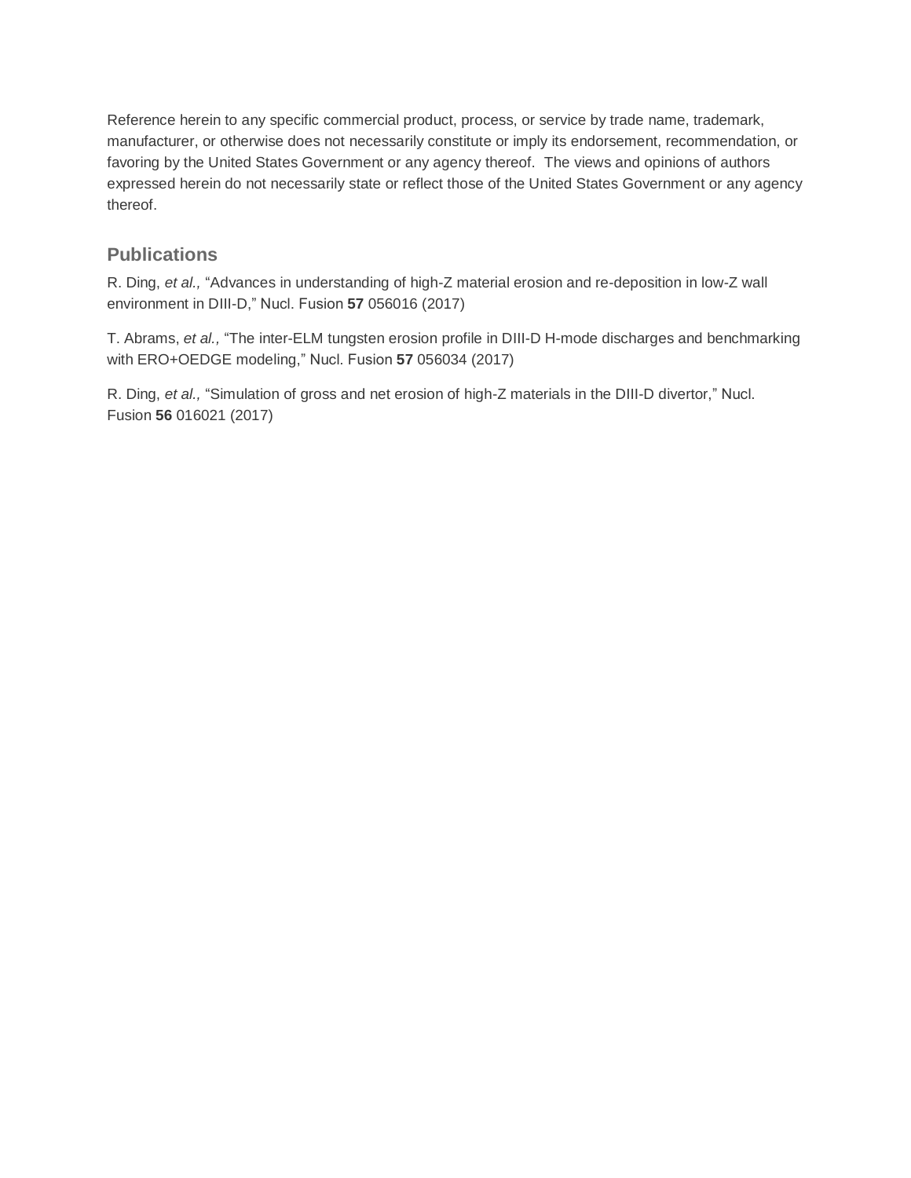Reference herein to any specific commercial product, process, or service by trade name, trademark, manufacturer, or otherwise does not necessarily constitute or imply its endorsement, recommendation, or favoring by the United States Government or any agency thereof. The views and opinions of authors expressed herein do not necessarily state or reflect those of the United States Government or any agency thereof.

## Publications

R. Ding, *et al.,* "Advances in understanding of high-Z material erosion and re-deposition in low-Z wall environment in DIII-D," Nucl. Fusion **57** 056016 (2017)

T. Abrams, *et al.,* "The inter-ELM tungsten erosion profile in DIII-D H-mode discharges and benchmarking with ERO+OEDGE modeling," Nucl. Fusion **57** 056034 (2017)

R. Ding, *et al.,* "Simulation of gross and net erosion of high-Z materials in the DIII-D divertor," Nucl. Fusion **56** 016021 (2017)